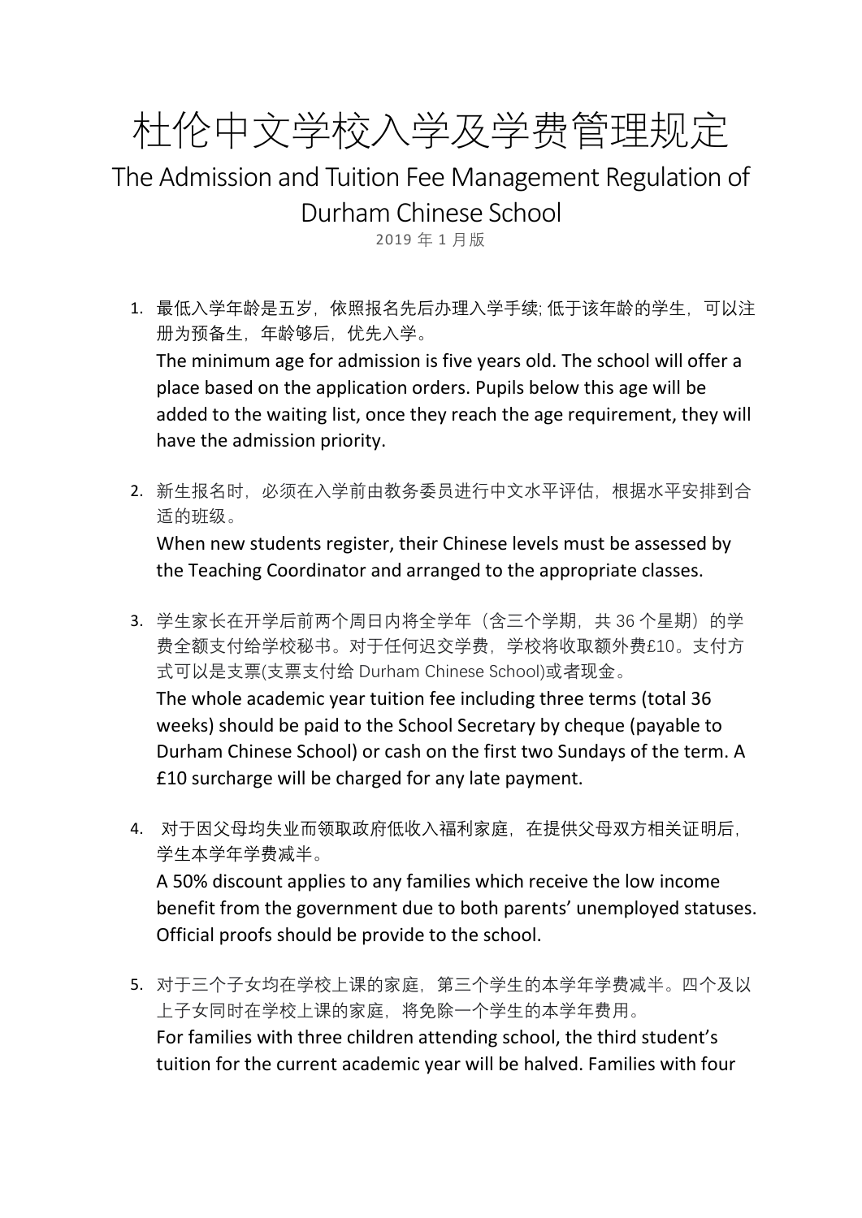# 杜伦中文学校入学及学费管理规定

## The Admission and Tuition Fee Management Regulation of Durham Chinese School

2019 年 1 月版

1. 最低入学年龄是五岁，依照报名先后办理入学手续; 低于该年龄的学生，可以注册为预备生，年龄够后，优先入学。
   The minimum age for admission is five years old. The school will offer a place based on the application orders. Pupils below this age will be added to the waiting list, once they reach the age requirement, they will have the admission priority.

2. 新生报名时，必须在入学前由教务委员进行中文水平评估，根据水平安排到合适的班级。
   When new students register, their Chinese levels must be assessed by the Teaching Coordinator and arranged to the appropriate classes.

3. 学生家长在开学后前两个周日内将全学年（含三个学期，共 36 个星期）的学费全额支付给学校秘书。对于任何迟交学费，学校将收取额外费£10。支付方式可以是支票(支票支付给 Durham Chinese School)或者现金。
   The whole academic year tuition fee including three terms (total 36 weeks) should be paid to the School Secretary by cheque (payable to Durham Chinese School) or cash on the first two Sundays of the term. A £10 surcharge will be charged for any late payment.

4. 对于因父母均失业而领取政府低收入福利家庭，在提供父母双方相关证明后，学生本学年学费减半。
   A 50% discount applies to any families which receive the low income benefit from the government due to both parents' unemployed statuses. Official proofs should be provide to the school.

5. 对于三个子女均在学校上课的家庭，第三个学生的本学年学费减半。四个及以上子女同时在学校上课的家庭，将免除一个学生的本学年费用。
   For families with three children attending school, the third student's tuition for the current academic year will be halved. Families with four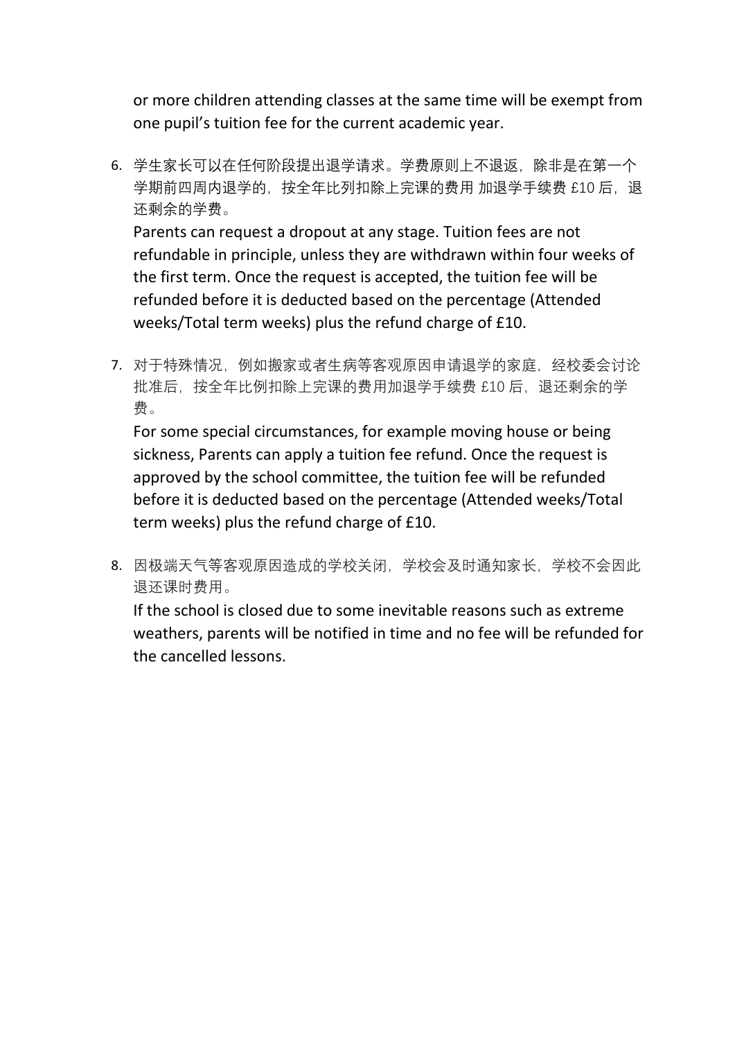or more children attending classes at the same time will be exempt from one pupil's tuition fee for the current academic year.

6. 学生家长可以在任何阶段提出退学请求。学费原则上不退返，除非是在第一个学期前四周内退学的，按全年比列扣除上完课的费用 加退学手续费 £10 后，退还剩余的学费。
   Parents can request a dropout at any stage. Tuition fees are not refundable in principle, unless they are withdrawn within four weeks of the first term. Once the request is accepted, the tuition fee will be refunded before it is deducted based on the percentage (Attended weeks/Total term weeks) plus the refund charge of £10.

7. 对于特殊情况，例如搬家或者生病等客观原因申请退学的家庭，经校委会讨论批准后，按全年比例扣除上完课的费用加退学手续费 £10 后，退还剩余的学费。
   For some special circumstances, for example moving house or being sickness, Parents can apply a tuition fee refund. Once the request is approved by the school committee, the tuition fee will be refunded before it is deducted based on the percentage (Attended weeks/Total term weeks) plus the refund charge of £10.

8. 因极端天气等客观原因造成的学校关闭，学校会及时通知家长，学校不会因此退还课时费用。
   If the school is closed due to some inevitable reasons such as extreme weathers, parents will be notified in time and no fee will be refunded for the cancelled lessons.